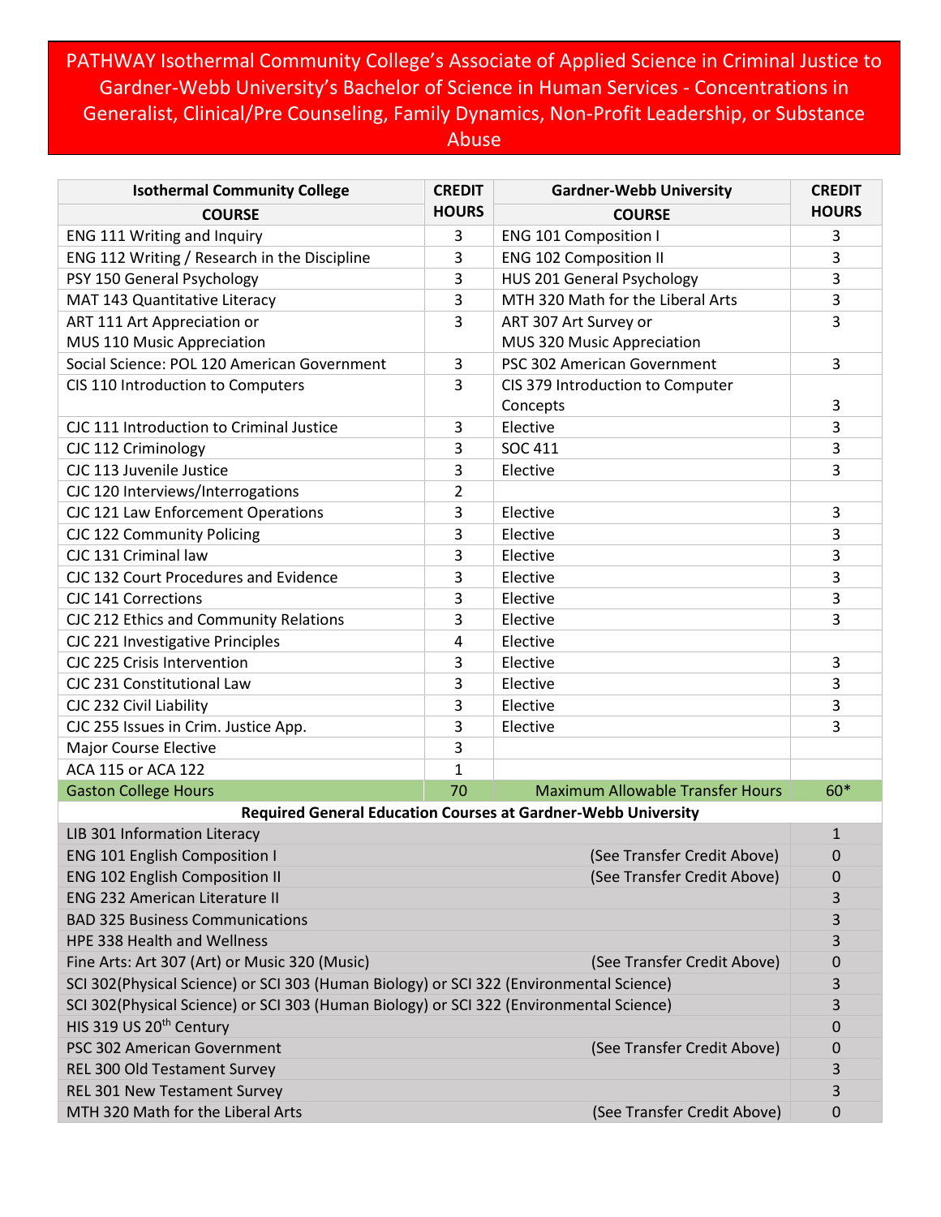# PATHWAY Isothermal Community College's Associate of Applied Science in Criminal Justice to Gardner-Webb University's Bachelor of Science in Human Services - Concentrations in Generalist, Clinical/Pre Counseling, Family Dynamics, Non-Profit Leadership, or Substance Abuse

| Isothermal Community College<br>COURSE | CREDIT HOURS | Gardner-Webb University<br>COURSE | CREDIT HOURS |
|---|---|---|---|
| ENG 111 Writing and Inquiry | 3 | ENG 101 Composition I | 3 |
| ENG 112 Writing / Research in the Discipline | 3 | ENG 102 Composition II | 3 |
| PSY 150 General Psychology | 3 | HUS 201 General Psychology | 3 |
| MAT 143 Quantitative Literacy | 3 | MTH 320 Math for the Liberal Arts | 3 |
| ART 111 Art Appreciation or<br>MUS 110 Music Appreciation | 3 | ART 307 Art Survey or<br>MUS 320 Music Appreciation | 3 |
| Social Science: POL 120 American Government | 3 | PSC 302 American Government | 3 |
| CIS 110 Introduction to Computers | 3 | CIS 379 Introduction to Computer Concepts | 3 |
| CJC 111 Introduction to Criminal Justice | 3 | Elective | 3 |
| CJC 112 Criminology | 3 | SOC 411 | 3 |
| CJC 113 Juvenile Justice | 3 | Elective | 3 |
| CJC 120 Interviews/Interrogations | 2 | | |
| CJC 121 Law Enforcement Operations | 3 | Elective | 3 |
| CJC 122 Community Policing | 3 | Elective | 3 |
| CJC 131 Criminal law | 3 | Elective | 3 |
| CJC 132 Court Procedures and Evidence | 3 | Elective | 3 |
| CJC 141 Corrections | 3 | Elective | 3 |
| CJC 212 Ethics and Community Relations | 3 | Elective | 3 |
| CJC 221 Investigative Principles | 4 | Elective | |
| CJC 225 Crisis Intervention | 3 | Elective | 3 |
| CJC 231 Constitutional Law | 3 | Elective | 3 |
| CJC 232 Civil Liability | 3 | Elective | 3 |
| CJC 255 Issues in Crim. Justice App. | 3 | Elective | 3 |
| Major Course Elective | 3 | | |
| ACA 115 or ACA 122 | 1 | | |
| Gaston College Hours | 70 | Maximum Allowable Transfer Hours | 60* |

| Required General Education Courses at Gardner-Webb University | | |
|---|---|---|
| LIB 301 Information Literacy | | 1 |
| ENG 101 English Composition I | (See Transfer Credit Above) | 0 |
| ENG 102 English Composition II | (See Transfer Credit Above) | 0 |
| ENG 232 American Literature II | | 3 |
| BAD 325 Business Communications | | 3 |
| HPE 338 Health and Wellness | | 3 |
| Fine Arts: Art 307 (Art) or Music 320 (Music) | (See Transfer Credit Above) | 0 |
| SCI 302(Physical Science) or SCI 303 (Human Biology) or SCI 322 (Environmental Science) | | 3 |
| SCI 302(Physical Science) or SCI 303 (Human Biology) or SCI 322 (Environmental Science) | | 3 |
| HIS 319 US 20th Century | | 0 |
| PSC 302 American Government | (See Transfer Credit Above) | 0 |
| REL 300 Old Testament Survey | | 3 |
| REL 301 New Testament Survey | | 3 |
| MTH 320 Math for the Liberal Arts | (See Transfer Credit Above) | 0 |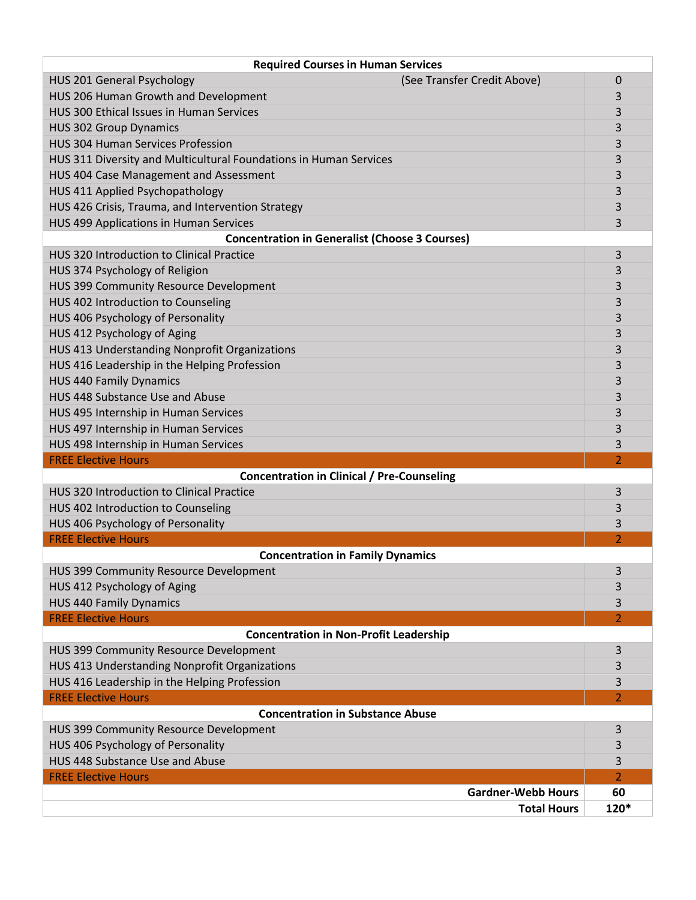| Required Courses in Human Services | |
|---|---|
| HUS 201 General Psychology (See Transfer Credit Above) | 0 |
| HUS 206 Human Growth and Development | 3 |
| HUS 300 Ethical Issues in Human Services | 3 |
| HUS 302 Group Dynamics | 3 |
| HUS 304 Human Services Profession | 3 |
| HUS 311 Diversity and Multicultural Foundations in Human Services | 3 |
| HUS 404 Case Management and Assessment | 3 |
| HUS 411 Applied Psychopathology | 3 |
| HUS 426 Crisis, Trauma, and Intervention Strategy | 3 |
| HUS 499 Applications in Human Services | 3 |
| **Concentration in Generalist (Choose 3 Courses)** | |
| HUS 320 Introduction to Clinical Practice | 3 |
| HUS 374 Psychology of Religion | 3 |
| HUS 399 Community Resource Development | 3 |
| HUS 402 Introduction to Counseling | 3 |
| HUS 406 Psychology of Personality | 3 |
| HUS 412 Psychology of Aging | 3 |
| HUS 413 Understanding Nonprofit Organizations | 3 |
| HUS 416 Leadership in the Helping Profession | 3 |
| HUS 440 Family Dynamics | 3 |
| HUS 448 Substance Use and Abuse | 3 |
| HUS 495 Internship in Human Services | 3 |
| HUS 497 Internship in Human Services | 3 |
| HUS 498 Internship in Human Services | 3 |
| FREE Elective Hours | 2 |
| **Concentration in Clinical / Pre-Counseling** | |
| HUS 320 Introduction to Clinical Practice | 3 |
| HUS 402 Introduction to Counseling | 3 |
| HUS 406 Psychology of Personality | 3 |
| FREE Elective Hours | 2 |
| **Concentration in Family Dynamics** | |
| HUS 399 Community Resource Development | 3 |
| HUS 412 Psychology of Aging | 3 |
| HUS 440 Family Dynamics | 3 |
| FREE Elective Hours | 2 |
| **Concentration in Non-Profit Leadership** | |
| HUS 399 Community Resource Development | 3 |
| HUS 413 Understanding Nonprofit Organizations | 3 |
| HUS 416 Leadership in the Helping Profession | 3 |
| FREE Elective Hours | 2 |
| **Concentration in Substance Abuse** | |
| HUS 399 Community Resource Development | 3 |
| HUS 406 Psychology of Personality | 3 |
| HUS 448 Substance Use and Abuse | 3 |
| FREE Elective Hours | 2 |
| **Gardner-Webb Hours** | **60** |
| **Total Hours** | **120*** |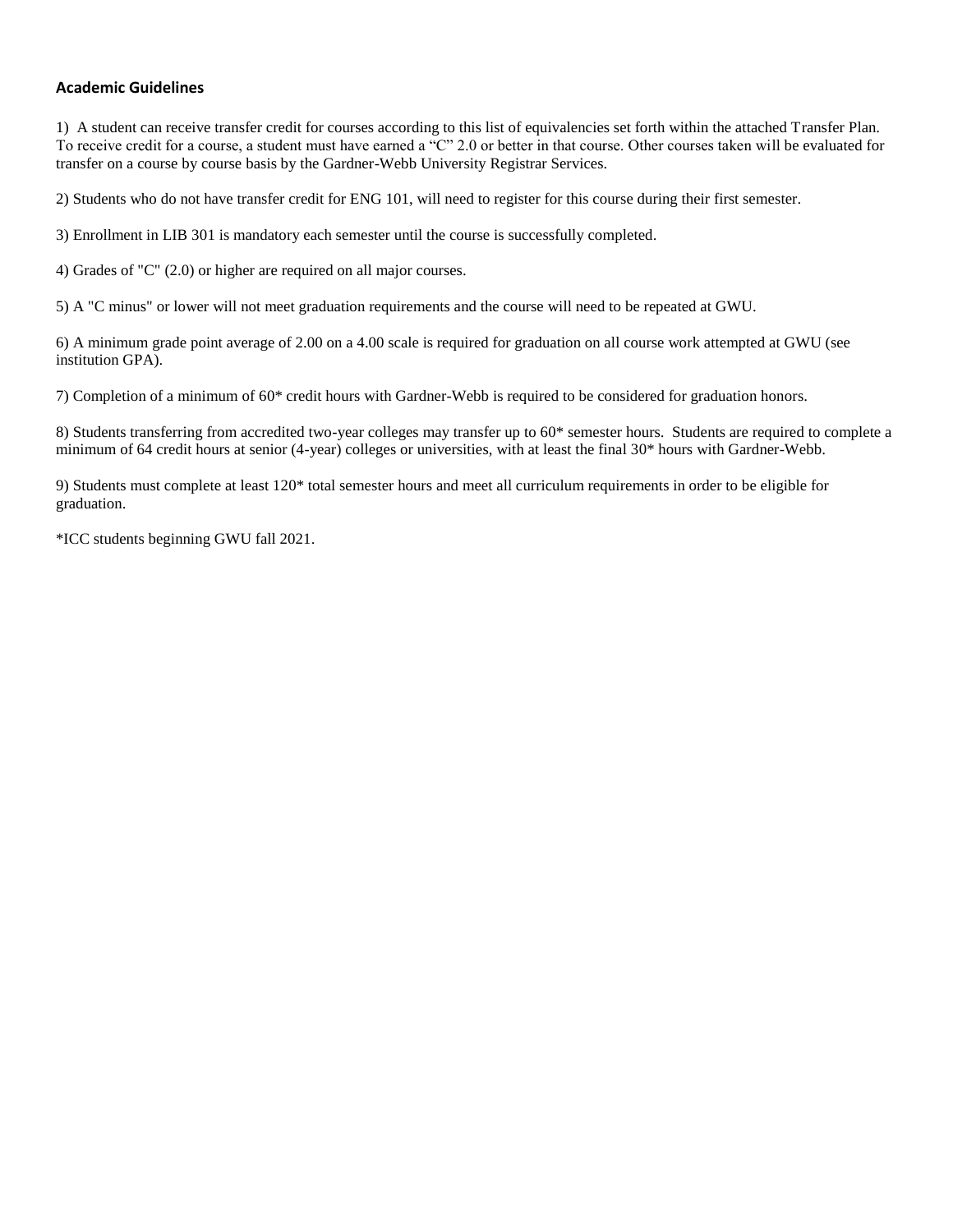**Academic Guidelines**

1) A student can receive transfer credit for courses according to this list of equivalencies set forth within the attached Transfer Plan. To receive credit for a course, a student must have earned a "C" 2.0 or better in that course. Other courses taken will be evaluated for transfer on a course by course basis by the Gardner-Webb University Registrar Services.

2) Students who do not have transfer credit for ENG 101, will need to register for this course during their first semester.

3) Enrollment in LIB 301 is mandatory each semester until the course is successfully completed.

4) Grades of "C" (2.0) or higher are required on all major courses.

5) A "C minus" or lower will not meet graduation requirements and the course will need to be repeated at GWU.

6) A minimum grade point average of 2.00 on a 4.00 scale is required for graduation on all course work attempted at GWU (see institution GPA).

7) Completion of a minimum of 60* credit hours with Gardner-Webb is required to be considered for graduation honors.

8) Students transferring from accredited two-year colleges may transfer up to 60* semester hours. Students are required to complete a minimum of 64 credit hours at senior (4-year) colleges or universities, with at least the final 30* hours with Gardner-Webb.

9) Students must complete at least 120* total semester hours and meet all curriculum requirements in order to be eligible for graduation.

*ICC students beginning GWU fall 2021.